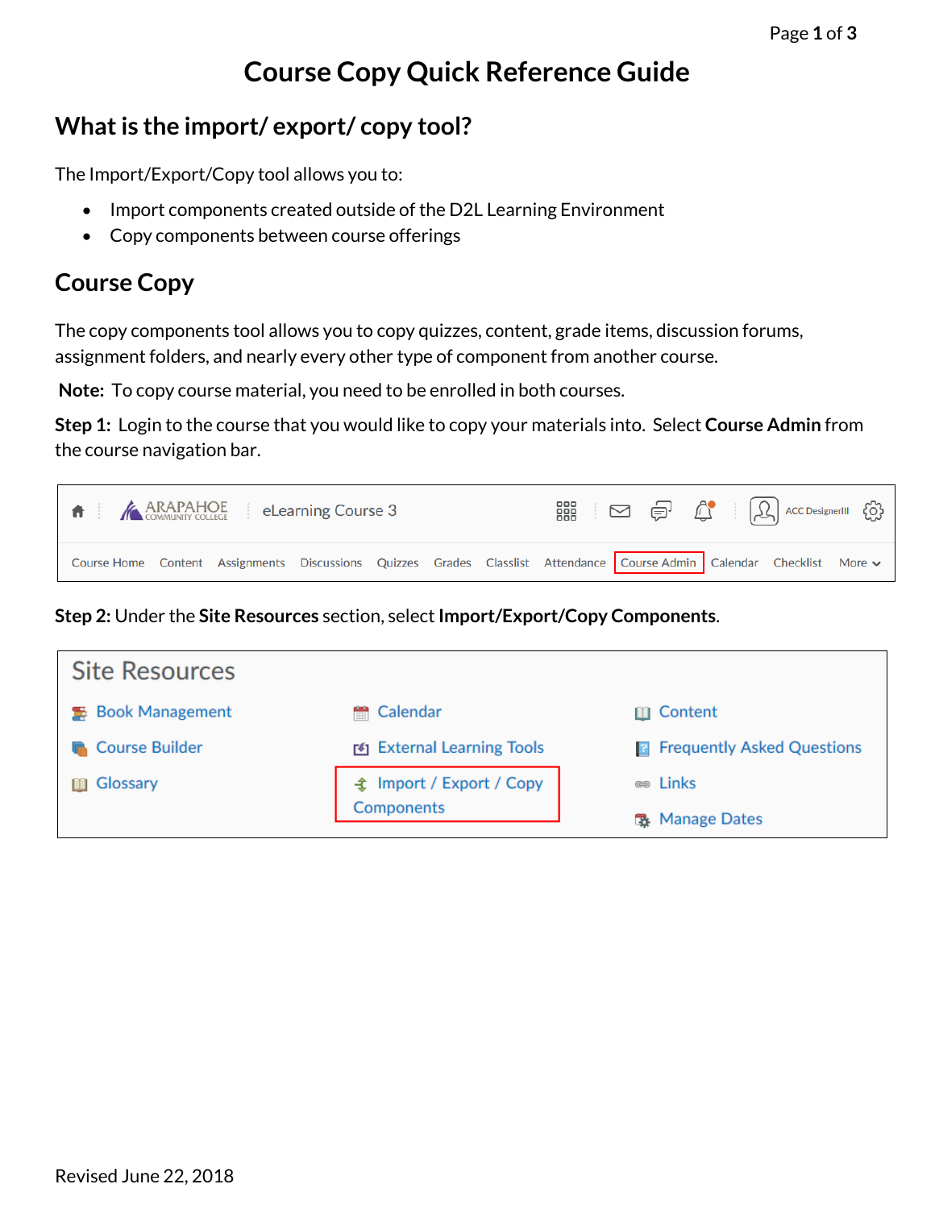# Course Copy Quick Reference Guide

## What is the import/ export/ copy tool?

The Import/Export/Copy tool allows you to:

- Import components created outside of the D2L Learning Environment
- Copy components between course offerings

## Course Copy

The copy components tool allows you to copy quizzes, content, grade items, discussion forums, assignment folders, and nearly every other type of component from another course.

**Note:** To copy course material, you need to be enrolled in both courses.

**Step 1:** Login to the course that you would like to copy your materials into. Select **Course Admin** from the course navigation bar.

**Step 2:** Under the **Site Resources** section, select **Import/Export/Copy Components**.

Revised June 22, 2018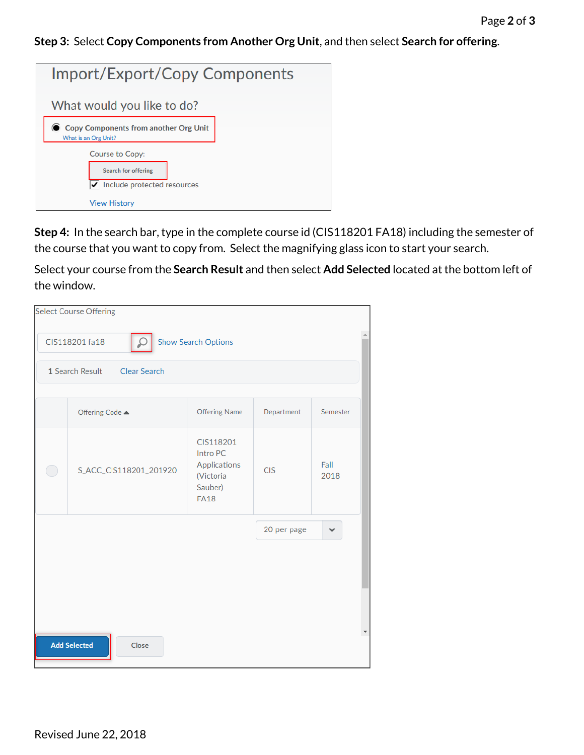**Step 3:** Select **Copy Components from Another Org Unit**, and then select **Search for offering**.

**Step 4:** In the search bar, type in the complete course id (CIS118201 FA18) including the semester of the course that you want to copy from. Select the magnifying glass icon to start your search.

Select your course from the **Search Result** and then select **Add Selected** located at the bottom left of the window.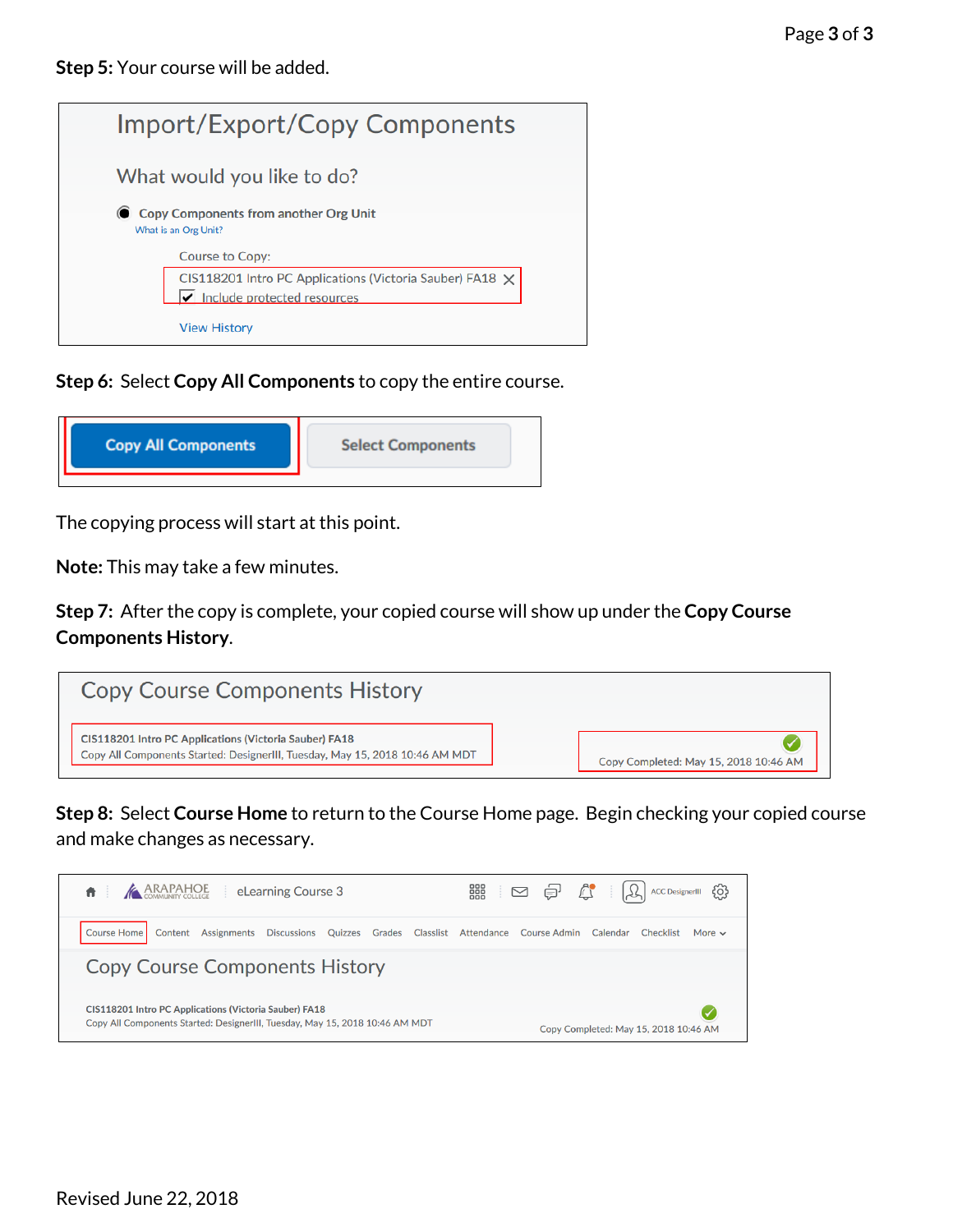**Step 5:** Your course will be added.

Import/Export/Copy Components

What would you like to do?

Copy Components from another Org Unit

What is an Org Unit?

Course to Copy:

CIS118201 Intro PC Applications (Victoria Sauber) FA18

Include protected resources

View History

**Step 6:** Select **Copy All Components** to copy the entire course.

Copy All Components | Select Components

The copying process will start at this point.

**Note:** This may take a few minutes.

**Step 7:** After the copy is complete, your copied course will show up under the **Copy Course Components History**.

Copy Course Components History

CIS118201 Intro PC Applications (Victoria Sauber) FA18
Copy All Components Started: DesignerIII, Tuesday, May 15, 2018 10:46 AM MDT

Copy Completed: May 15, 2018 10:46 AM

**Step 8:** Select **Course Home** to return to the Course Home page. Begin checking your copied course and make changes as necessary.

ARAPAHOE COMMUNITY COLLEGE eLearning Course 3 ACC DesignerIII

Course Home Content Assignments Discussions Quizzes Grades Classlist Attendance Course Admin Calendar Checklist More

Copy Course Components History

CIS118201 Intro PC Applications (Victoria Sauber) FA18
Copy All Components Started: DesignerIII, Tuesday, May 15, 2018 10:46 AM MDT

Copy Completed: May 15, 2018 10:46 AM

Revised June 22, 2018